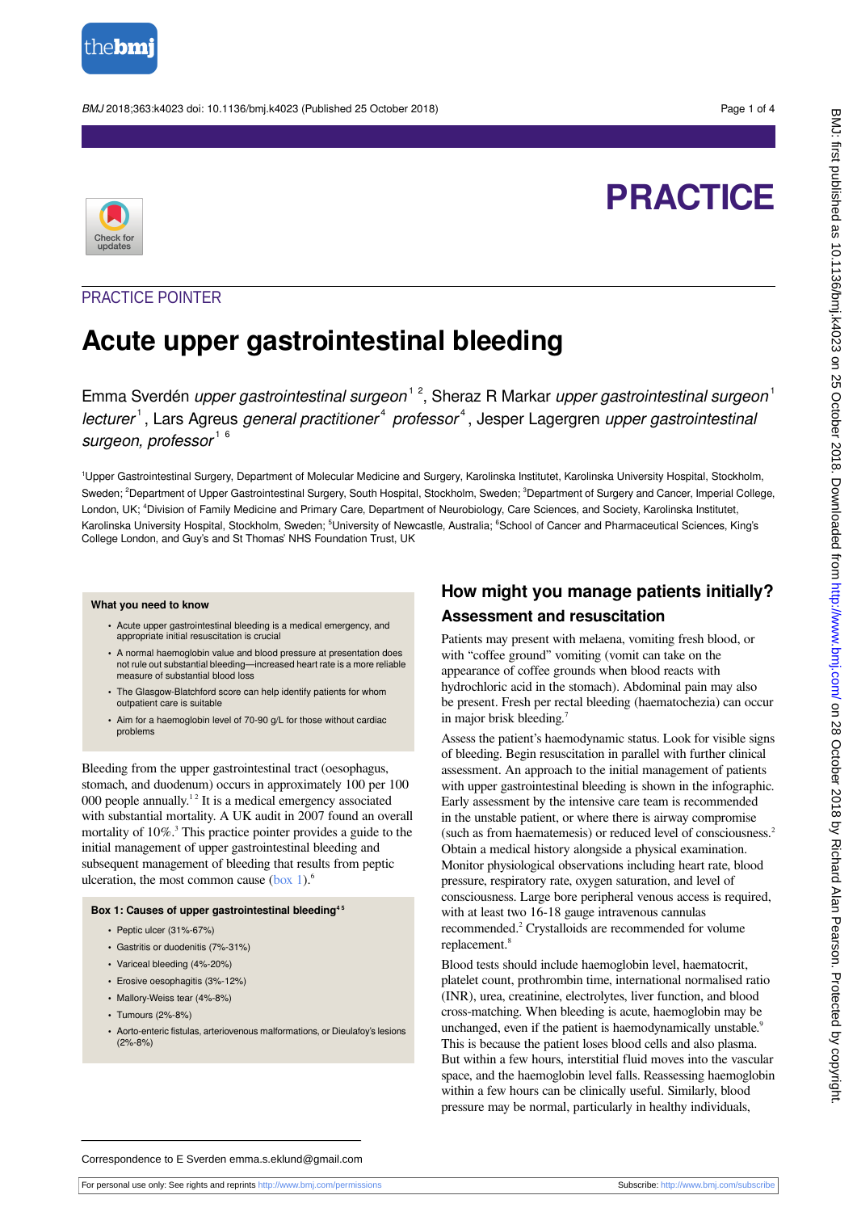PRACTICE

PRACTICE POINTER

# Acute upper gastrointestinal bleeding

Emma Sverdén *upper gastrointestinal surgeon*[1,2], Sheraz R Markar *upper gastrointestinal surgeon*[1] *lecturer*[1], Lars Agreus *general practitioner*[4] *professor*[4], Jesper Lagergren *upper gastrointestinal surgeon, professor*[1,6]

[1]Upper Gastrointestinal Surgery, Department of Molecular Medicine and Surgery, Karolinska Institutet, Karolinska University Hospital, Stockholm, Sweden; [2]Department of Upper Gastrointestinal Surgery, South Hospital, Stockholm, Sweden; [3]Department of Surgery and Cancer, Imperial College, London, UK; [4]Division of Family Medicine and Primary Care, Department of Neurobiology, Care Sciences, and Society, Karolinska Institutet, Karolinska University Hospital, Stockholm, Sweden; [5]University of Newcastle, Australia; [6]School of Cancer and Pharmaceutical Sciences, King's College London, and Guy's and St Thomas' NHS Foundation Trust, UK

**What you need to know**

- Acute upper gastrointestinal bleeding is a medical emergency, and appropriate initial resuscitation is crucial
- A normal haemoglobin value and blood pressure at presentation does not rule out substantial bleeding—increased heart rate is a more reliable measure of substantial blood loss
- The Glasgow-Blatchford score can help identify patients for whom outpatient care is suitable
- Aim for a haemoglobin level of 70-90 g/L for those without cardiac problems

Bleeding from the upper gastrointestinal tract (oesophagus, stomach, and duodenum) occurs in approximately 100 per 100 000 people annually.[1,2] It is a medical emergency associated with substantial mortality. A UK audit in 2007 found an overall mortality of 10%.[3] This practice pointer provides a guide to the initial management of upper gastrointestinal bleeding and subsequent management of bleeding that results from peptic ulceration, the most common cause (box 1).[6]

**Box 1: Causes of upper gastrointestinal bleeding**[4,5]

- Peptic ulcer (31%-67%)
- Gastritis or duodenitis (7%-31%)
- Variceal bleeding (4%-20%)
- Erosive oesophagitis (3%-12%)
- Mallory-Weiss tear (4%-8%)
- Tumours (2%-8%)
- Aorto-enteric fistulas, arteriovenous malformations, or Dieulafoy's lesions (2%-8%)

## How might you manage patients initially?

### Assessment and resuscitation

Patients may present with melaena, vomiting fresh blood, or with "coffee ground" vomiting (vomit can take on the appearance of coffee grounds when blood reacts with hydrochloric acid in the stomach). Abdominal pain may also be present. Fresh per rectal bleeding (haematochezia) can occur in major brisk bleeding.[7]

Assess the patient's haemodynamic status. Look for visible signs of bleeding. Begin resuscitation in parallel with further clinical assessment. An approach to the initial management of patients with upper gastrointestinal bleeding is shown in the infographic. Early assessment by the intensive care team is recommended in the unstable patient, or where there is airway compromise (such as from haematemesis) or reduced level of consciousness.[2] Obtain a medical history alongside a physical examination. Monitor physiological observations including heart rate, blood pressure, respiratory rate, oxygen saturation, and level of consciousness. Large bore peripheral venous access is required, with at least two 16-18 gauge intravenous cannulas recommended.[2] Crystalloids are recommended for volume replacement.[8]

Blood tests should include haemoglobin level, haematocrit, platelet count, prothrombin time, international normalised ratio (INR), urea, creatinine, electrolytes, liver function, and blood cross-matching. When bleeding is acute, haemoglobin may be unchanged, even if the patient is haemodynamically unstable.[9] This is because the patient loses blood cells and also plasma. But within a few hours, interstitial fluid moves into the vascular space, and the haemoglobin level falls. Reassessing haemoglobin within a few hours can be clinically useful. Similarly, blood pressure may be normal, particularly in healthy individuals,

Correspondence to E Sverden emma.s.eklund@gmail.com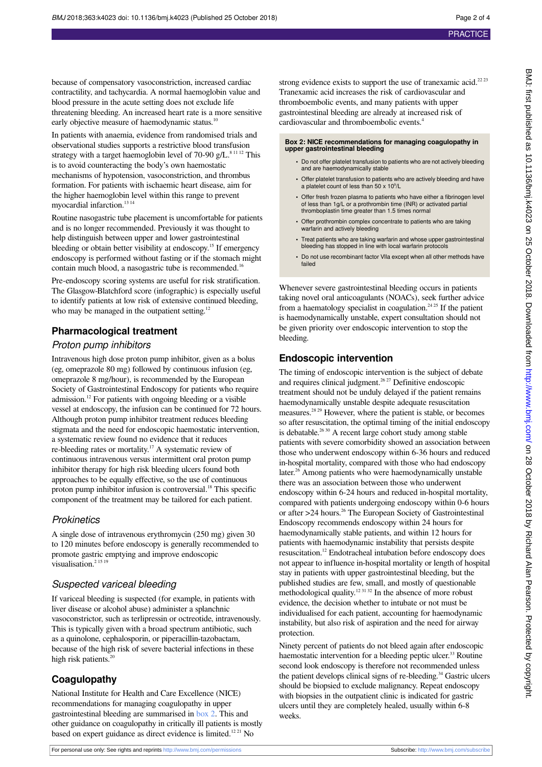because of compensatory vasoconstriction, increased cardiac contractility, and tachycardia. A normal haemoglobin value and blood pressure in the acute setting does not exclude life threatening bleeding. An increased heart rate is a more sensitive early objective measure of haemodynamic status.[10]

In patients with anaemia, evidence from randomised trials and observational studies supports a restrictive blood transfusion strategy with a target haemoglobin level of 70-90 g/L.[8 11 12] This is to avoid counteracting the body's own haemostatic mechanisms of hypotension, vasoconstriction, and thrombus formation. For patients with ischaemic heart disease, aim for the higher haemoglobin level within this range to prevent myocardial infarction.[13 14]

Routine nasogastric tube placement is uncomfortable for patients and is no longer recommended. Previously it was thought to help distinguish between upper and lower gastrointestinal bleeding or obtain better visibility at endoscopy.[15] If emergency endoscopy is performed without fasting or if the stomach might contain much blood, a nasogastric tube is recommended.[16]

Pre-endoscopy scoring systems are useful for risk stratification. The Glasgow-Blatchford score (infographic) is especially useful to identify patients at low risk of extensive continued bleeding, who may be managed in the outpatient setting.[12]

## Pharmacological treatment

### *Proton pump inhibitors*

Intravenous high dose proton pump inhibitor, given as a bolus (eg, omeprazole 80 mg) followed by continuous infusion (eg, omeprazole 8 mg/hour), is recommended by the European Society of Gastrointestinal Endoscopy for patients who require admission.[12] For patients with ongoing bleeding or a visible vessel at endoscopy, the infusion can be continued for 72 hours. Although proton pump inhibitor treatment reduces bleeding stigmata and the need for endoscopic haemostatic intervention, a systematic review found no evidence that it reduces re-bleeding rates or mortality.[17] A systematic review of continuous intravenous versus intermittent oral proton pump inhibitor therapy for high risk bleeding ulcers found both approaches to be equally effective, so the use of continuous proton pump inhibitor infusion is controversial.[18] This specific component of the treatment may be tailored for each patient.

### *Prokinetics*

A single dose of intravenous erythromycin (250 mg) given 30 to 120 minutes before endoscopy is generally recommended to promote gastric emptying and improve endoscopic visualisation.[2 15 19]

### *Suspected variceal bleeding*

If variceal bleeding is suspected (for example, in patients with liver disease or alcohol abuse) administer a splanchnic vasoconstrictor, such as terlipressin or octreotide, intravenously. This is typically given with a broad spectrum antibiotic, such as a quinolone, cephalosporin, or piperacillin-tazobactam, because of the high risk of severe bacterial infections in these high risk patients.[20]

## Coagulopathy

National Institute for Health and Care Excellence (NICE) recommendations for managing coagulopathy in upper gastrointestinal bleeding are summarised in box 2. This and other guidance on coagulopathy in critically ill patients is mostly based on expert guidance as direct evidence is limited.[12 21] No strong evidence exists to support the use of tranexamic acid.[22 23] Tranexamic acid increases the risk of cardiovascular and thromboembolic events, and many patients with upper gastrointestinal bleeding are already at increased risk of cardiovascular and thromboembolic events.[4]

**Box 2: NICE recommendations for managing coagulopathy in upper gastrointestinal bleeding**

- Do not offer platelet transfusion to patients who are not actively bleeding and are haemodynamically stable
- Offer platelet transfusion to patients who are actively bleeding and have a platelet count of less than 50 x $10^9$/L
- Offer fresh frozen plasma to patients who have either a fibrinogen level of less than 1g/L or a prothrombin time (INR) or activated partial thromboplastin time greater than 1.5 times normal
- Offer prothrombin complex concentrate to patients who are taking warfarin and actively bleeding
- Treat patients who are taking warfarin and whose upper gastrointestinal bleeding has stopped in line with local warfarin protocols
- Do not use recombinant factor VIIa except when all other methods have failed

Whenever severe gastrointestinal bleeding occurs in patients taking novel oral anticoagulants (NOACs), seek further advice from a haematology specialist in coagulation.[24 25] If the patient is haemodynamically unstable, expert consultation should not be given priority over endoscopic intervention to stop the bleeding.

## Endoscopic intervention

The timing of endoscopic intervention is the subject of debate and requires clinical judgment.[26 27] Definitive endoscopic treatment should not be unduly delayed if the patient remains haemodynamically unstable despite adequate resuscitation measures.[28 29] However, where the patient is stable, or becomes so after resuscitation, the optimal timing of the initial endoscopy is debatable.[26 30] A recent large cohort study among stable patients with severe comorbidity showed an association between those who underwent endoscopy within 6-36 hours and reduced in-hospital mortality, compared with those who had endoscopy later.[26] Among patients who were haemodynamically unstable there was an association between those who underwent endoscopy within 6-24 hours and reduced in-hospital mortality, compared with patients undergoing endoscopy within 0-6 hours or after >24 hours.[26] The European Society of Gastrointestinal Endoscopy recommends endoscopy within 24 hours for haemodynamically stable patients, and within 12 hours for patients with haemodynamic instability that persists despite resuscitation.[12] Endotracheal intubation before endoscopy does not appear to influence in-hospital mortality or length of hospital stay in patients with upper gastrointestinal bleeding, but the published studies are few, small, and mostly of questionable methodological quality.[12 31 32] In the absence of more robust evidence, the decision whether to intubate or not must be individualised for each patient, accounting for haemodynamic instability, but also risk of aspiration and the need for airway protection.

Ninety percent of patients do not bleed again after endoscopic haemostatic intervention for a bleeding peptic ulcer.[33] Routine second look endoscopy is therefore not recommended unless the patient develops clinical signs of re-bleeding.[34] Gastric ulcers should be biopsied to exclude malignancy. Repeat endoscopy with biopsies in the outpatient clinic is indicated for gastric ulcers until they are completely healed, usually within 6-8 weeks.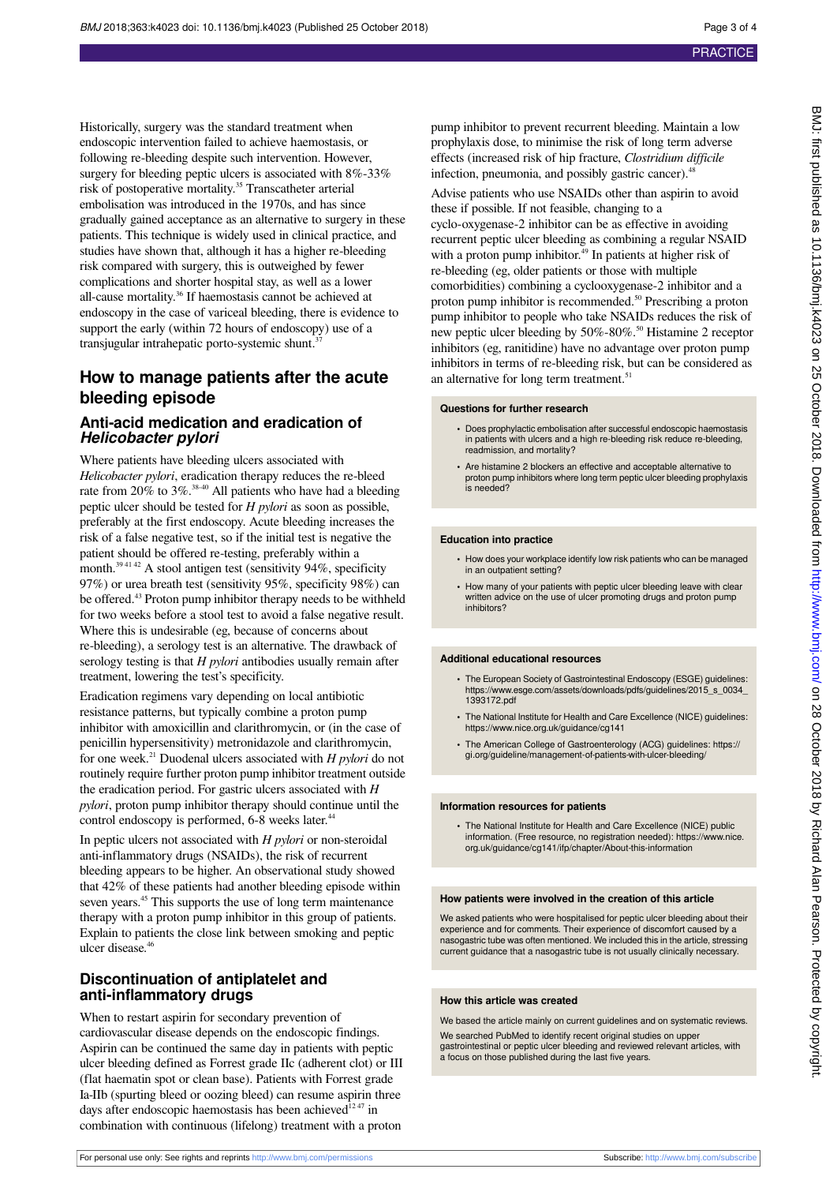Historically, surgery was the standard treatment when endoscopic intervention failed to achieve haemostasis, or following re-bleeding despite such intervention. However, surgery for bleeding peptic ulcers is associated with 8%-33% risk of postoperative mortality.[35] Transcatheter arterial embolisation was introduced in the 1970s, and has since gradually gained acceptance as an alternative to surgery in these patients. This technique is widely used in clinical practice, and studies have shown that, although it has a higher re-bleeding risk compared with surgery, this is outweighed by fewer complications and shorter hospital stay, as well as a lower all-cause mortality.[36] If haemostasis cannot be achieved at endoscopy in the case of variceal bleeding, there is evidence to support the early (within 72 hours of endoscopy) use of a transjugular intrahepatic porto-systemic shunt.[37]

## How to manage patients after the acute bleeding episode

### Anti-acid medication and eradication of *Helicobacter pylori*

Where patients have bleeding ulcers associated with *Helicobacter pylori*, eradication therapy reduces the re-bleed rate from 20% to 3%.[38-40] All patients who have had a bleeding peptic ulcer should be tested for *H pylori* as soon as possible, preferably at the first endoscopy. Acute bleeding increases the risk of a false negative test, so if the initial test is negative the patient should be offered re-testing, preferably within a month.[39 41 42] A stool antigen test (sensitivity 94%, specificity 97%) or urea breath test (sensitivity 95%, specificity 98%) can be offered.[43] Proton pump inhibitor therapy needs to be withheld for two weeks before a stool test to avoid a false negative result. Where this is undesirable (eg, because of concerns about re-bleeding), a serology test is an alternative. The drawback of serology testing is that *H pylori* antibodies usually remain after treatment, lowering the test's specificity.

Eradication regimens vary depending on local antibiotic resistance patterns, but typically combine a proton pump inhibitor with amoxicillin and clarithromycin, or (in the case of penicillin hypersensitivity) metronidazole and clarithromycin, for one week.[21] Duodenal ulcers associated with *H pylori* do not routinely require further proton pump inhibitor treatment outside the eradication period. For gastric ulcers associated with *H pylori*, proton pump inhibitor therapy should continue until the control endoscopy is performed, 6-8 weeks later.[44]

In peptic ulcers not associated with *H pylori* or non-steroidal anti-inflammatory drugs (NSAIDs), the risk of recurrent bleeding appears to be higher. An observational study showed that 42% of these patients had another bleeding episode within seven years.[45] This supports the use of long term maintenance therapy with a proton pump inhibitor in this group of patients. Explain to patients the close link between smoking and peptic ulcer disease.[46]

### Discontinuation of antiplatelet and anti-inflammatory drugs

When to restart aspirin for secondary prevention of cardiovascular disease depends on the endoscopic findings. Aspirin can be continued the same day in patients with peptic ulcer bleeding defined as Forrest grade IIc (adherent clot) or III (flat haematin spot or clean base). Patients with Forrest grade Ia-IIb (spurting bleed or oozing bleed) can resume aspirin three days after endoscopic haemostasis has been achieved[12 47] in combination with continuous (lifelong) treatment with a proton pump inhibitor to prevent recurrent bleeding. Maintain a low prophylaxis dose, to minimise the risk of long term adverse effects (increased risk of hip fracture, *Clostridium difficile* infection, pneumonia, and possibly gastric cancer).[48]

Advise patients who use NSAIDs other than aspirin to avoid these if possible. If not feasible, changing to a cyclo-oxygenase-2 inhibitor can be as effective in avoiding recurrent peptic ulcer bleeding as combining a regular NSAID with a proton pump inhibitor.[49] In patients at higher risk of re-bleeding (eg, older patients or those with multiple comorbidities) combining a cyclooxygenase-2 inhibitor and a proton pump inhibitor is recommended.[50] Prescribing a proton pump inhibitor to people who take NSAIDs reduces the risk of new peptic ulcer bleeding by 50%-80%.[50] Histamine 2 receptor inhibitors (eg, ranitidine) have no advantage over proton pump inhibitors in terms of re-bleeding risk, but can be considered as an alternative for long term treatment.[51]

#### Questions for further research

- Does prophylactic embolisation after successful endoscopic haemostasis in patients with ulcers and a high re-bleeding risk reduce re-bleeding, readmission, and mortality?
- Are histamine 2 blockers an effective and acceptable alternative to proton pump inhibitors where long term peptic ulcer bleeding prophylaxis is needed?

#### Education into practice

- How does your workplace identify low risk patients who can be managed in an outpatient setting?
- How many of your patients with peptic ulcer bleeding leave with clear written advice on the use of ulcer promoting drugs and proton pump inhibitors?

#### Additional educational resources

- The European Society of Gastrointestinal Endoscopy (ESGE) guidelines: https://www.esge.com/assets/downloads/pdfs/guidelines/2015_s_0034_1393172.pdf
- The National Institute for Health and Care Excellence (NICE) guidelines: https://www.nice.org.uk/guidance/cg141
- The American College of Gastroenterology (ACG) guidelines: https://gi.org/guideline/management-of-patients-with-ulcer-bleeding/

#### Information resources for patients

- The National Institute for Health and Care Excellence (NICE) public information. (Free resource, no registration needed): https://www.nice.org.uk/guidance/cg141/ifp/chapter/About-this-information

#### How patients were involved in the creation of this article

We asked patients who were hospitalised for peptic ulcer bleeding about their experience and for comments. Their experience of discomfort caused by a nasogastric tube was often mentioned. We included this in the article, stressing current guidance that a nasogastric tube is not usually clinically necessary.

#### How this article was created

We based the article mainly on current guidelines and on systematic reviews.

We searched PubMed to identify recent original studies on upper gastrointestinal or peptic ulcer bleeding and reviewed relevant articles, with a focus on those published during the last five years.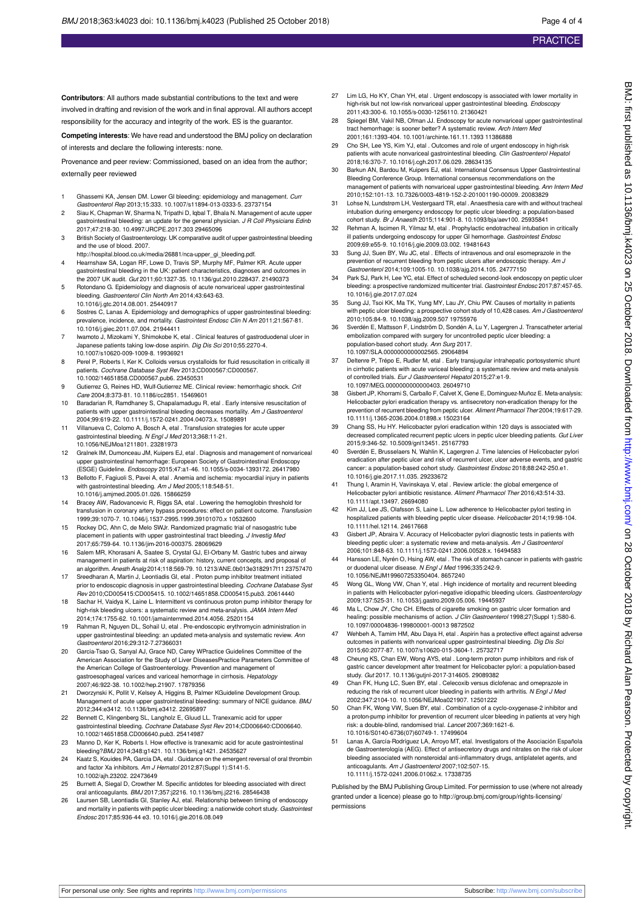**Contributors**: All authors made substantial contributions to the text and were involved in drafting and revision of the work and in final approval. All authors accept responsibility for the accuracy and integrity of the work. ES is the guarantor.

**Competing interests**: We have read and understood the BMJ policy on declaration of interests and declare the following interests: none.

Provenance and peer review: Commissioned, based on an idea from the author; externally peer reviewed

1. Ghassemi KA, Jensen DM. Lower GI bleeding: epidemiology and management. *Curr Gastroenterol Rep* 2013;15:333. 10.1007/s11894-013-0333-5. 23737154
2. Siau K, Chapman W, Sharma N, Tripathi D, Iqbal T, Bhala N. Management of acute upper gastrointestinal bleeding: an update for the general physician. *J R Coll Physicians Edinb* 2017;47:218-30. 10.4997/JRCPE.2017.303 29465096
3. British Society of Gastroenterology. UK comparative audit of upper gastrointestinal bleeding and the use of blood. 2007. http://hospital.blood.co.uk/media/26881/nca-upper_gi_bleeding.pdf.
4. Hearnshaw SA, Logan RF, Lowe D, Travis SP, Murphy MF, Palmer KR. Acute upper gastrointestinal bleeding in the UK: patient characteristics, diagnoses and outcomes in the 2007 UK audit. *Gut* 2011;60:1327-35. 10.1136/gut.2010.228437. 21490373
5. Rotondano G. Epidemiology and diagnosis of acute nonvariceal upper gastrointestinal bleeding. *Gastroenterol Clin North Am* 2014;43:643-63. 10.1016/j.gtc.2014.08.001. 25440917
6. Sostres C, Lanas A. Epidemiology and demographics of upper gastrointestinal bleeding: prevalence, incidence, and mortality. *Gastrointest Endosc Clin N Am* 2011;21:567-81. 10.1016/j.giec.2011.07.004. 21944411
7. Iwamoto J, Mizokami Y, Shimokobe K, etal . Clinical features of gastroduodenal ulcer in Japanese patients taking low-dose aspirin. *Dig Dis Sci* 2010;55:2270-4. 10.1007/s10620-009-1009-8. 19936921
8. Perel P, Roberts I, Ker K. Colloids versus crystalloids for fluid resuscitation in critically ill patients. *Cochrane Database Syst Rev* 2013;CD000567:CD000567. 10.1002/14651858.CD000567.pub6. 23450531
9. Gutierrez G, Reines HD, Wulf-Gutierrez ME. Clinical review: hemorrhagic shock. *Crit Care* 2004;8:373-81. 10.1186/cc2851. 15469601
10. Baradarian R, Ramdhaney S, Chapalamadugu R, etal . Early intensive resuscitation of patients with upper gastrointestinal bleeding decreases mortality. *Am J Gastroenterol* 2004;99:619-22. 10.1111/j.1572-0241.2004.04073.x. 15089891
11. Villanueva C, Colomo A, Bosch A, etal . Transfusion strategies for acute upper gastrointestinal bleeding. *N Engl J Med* 2013;368:11-21. 10.1056/NEJMoa1211801. 23281973
12. Gralnek IM, Dumonceau JM, Kuipers EJ, etal . Diagnosis and management of nonvariceal upper gastrointestinal hemorrhage: European Society of Gastrointestinal Endoscopy (ESGE) Guideline. *Endoscopy* 2015;47:a1-46. 10.1055/s-0034-1393172. 26417980
13. Bellotto F, Fagiuoli S, Pavei A, etal . Anemia and ischemia: myocardial injury in patients with gastrointestinal bleeding. *Am J Med* 2005;118:548-51. 10.1016/j.amjmed.2005.01.026. 15866259
14. Bracey AW, Radovancevic R, Riggs SA, etal . Lowering the hemoglobin threshold for transfusion in coronary artery bypass procedures: effect on patient outcome. *Transfusion* 1999;39:1070-7. 10.1046/j.1537-2995.1999.39101070.x 10532600
15. Rockey DC, Ahn C, de Melo SWJr. Randomized pragmatic trial of nasogastric tube placement in patients with upper gastrointestinal tract bleeding. *J Investig Med* 2017;65:759-64. 10.1136/jim-2016-000375. 28069629
16. Salem MR, Khorasani A, Saatee S, Crystal GJ, El-Orbany M. Gastric tubes and airway management in patients at risk of aspiration: history, current concepts, and proposal of an algorithm. *Anesth Analg* 2014;118:569-79. 10.1213/ANE.0b013e3182917f11 23757470
17. Sreedharan A, Martin J, Leontiadis GI, etal . Proton pump inhibitor treatment initiated prior to endoscopic diagnosis in upper gastrointestinal bleeding. *Cochrane Database Syst Rev* 2010;CD005415:CD005415. 10.1002/14651858.CD005415.pub3. 20614440
18. Sachar H, Vaidya K, Laine L. Intermittent vs continuous proton pump inhibitor therapy for high-risk bleeding ulcers: a systematic review and meta-analysis. *JAMA Intern Med* 2014;174:1755-62. 10.1001/jamainternmed.2014.4056. 25201154
19. Rahman R, Nguyen DL, Sohail U, etal . Pre-endoscopic erythromycin administration in upper gastrointestinal bleeding: an updated meta-analysis and systematic review. *Ann Gastroenterol* 2016;29:312-7.27366031
20. Garcia-Tsao G, Sanyal AJ, Grace ND, Carey WPractice Guidelines Committee of the American Association for the Study of Liver DiseasesPractice Parameters Committee of the American College of Gastroenterology. Prevention and management of gastroesophageal varices and variceal hemorrhage in cirrhosis. *Hepatology* 2007;46:922-38. 10.1002/hep.21907. 17879356
21. Dworzynski K, Pollit V, Kelsey A, Higgins B, Palmer KGuideline Development Group. Management of acute upper gastrointestinal bleeding: summary of NICE guidance. *BMJ* 2012;344:e3412. 10.1136/bmj.e3412. 22695897
22. Bennett C, Klingenberg SL, Langholz E, Gluud LL. Tranexamic acid for upper gastrointestinal bleeding. *Cochrane Database Syst Rev* 2014;CD006640:CD006640. 10.1002/14651858.CD006640.pub3. 25414987
23. Manno D, Ker K, Roberts I. How effective is tranexamic acid for acute gastrointestinal bleeding?*BMJ* 2014;348:g1421. 10.1136/bmj.g1421. 24535627
24. Kaatz S, Kouides PA, Garcia DA, etal . Guidance on the emergent reversal of oral thrombin and factor Xa inhibitors. *Am J Hematol* 2012;87(Suppl 1):S141-5. 10.1002/ajh.23202. 22473649
25. Burnett A, Siegal D, Crowther M. Specific antidotes for bleeding associated with direct oral anticoagulants. *BMJ* 2017;357:j2216. 10.1136/bmj.j2216. 28546438
26. Laursen SB, Leontiadis GI, Stanley AJ, etal. Relationship between timing of endoscopy and mortality in patients with peptic ulcer bleeding: a nationwide cohort study. *Gastrointest Endosc* 2017;85:936-44 e3. 10.1016/j.gie.2016.08.049
27. Lim LG, Ho KY, Chan YH, etal . Urgent endoscopy is associated with lower mortality in high-risk but not low-risk nonvariceal upper gastrointestinal bleeding. *Endoscopy* 2011;43:300-6. 10.1055/s-0030-1256110. 21360421
28. Spiegel BM, Vakil NB, Ofman JJ. Endoscopy for acute nonvariceal upper gastrointestinal tract hemorrhage: is sooner better? A systematic review. *Arch Intern Med* 2001;161:1393-404. 10.1001/archinte.161.11.1393 11386888
29. Cho SH, Lee YS, Kim YJ, etal . Outcomes and role of urgent endoscopy in high-risk patients with acute nonvariceal gastrointestinal bleeding. *Clin Gastroenterol Hepatol* 2018;16:370-7. 10.1016/j.cgh.2017.06.029. 28634135
30. Barkun AN, Bardou M, Kuipers EJ, etal. International Consensus Upper Gastrointestinal Bleeding Conference Group. International consensus recommendations on the management of patients with nonvariceal upper gastrointestinal bleeding. *Ann Intern Med* 2010;152:101-13. 10.7326/0003-4819-152-2-201001190-00009. 20083829
31. Lohse N, Lundstrøm LH, Vestergaard TR, etal . Anaesthesia care with and without tracheal intubation during emergency endoscopy for peptic ulcer bleeding: a population-based cohort study. *Br J Anaesth* 2015;114:901-8. 10.1093/bja/aev100. 25935841
32. Rehman A, Iscimen R, Yilmaz M, etal . Prophylactic endotracheal intubation in critically ill patients undergoing endoscopy for upper GI hemorrhage. *Gastrointest Endosc* 2009;69:e55-9. 10.1016/j.gie.2009.03.002. 19481643
33. Sung JJ, Suen BY, Wu JC, etal . Effects of intravenous and oral esomeprazole in the prevention of recurrent bleeding from peptic ulcers after endoscopic therapy. *Am J Gastroenterol* 2014;109:1005-10. 10.1038/ajg.2014.105. 24777150
34. Park SJ, Park H, Lee YC, etal. Effect of scheduled second-look endoscopy on peptic ulcer bleeding: a prospective randomized multicenter trial. *Gastrointest Endosc* 2017;87:457-65. 10.1016/j.gie.2017.07.024
35. Sung JJ, Tsoi KK, Ma TK, Yung MY, Lau JY, Chiu PW. Causes of mortality in patients with peptic ulcer bleeding: a prospective cohort study of 10,428 cases. *Am J Gastroenterol* 2010;105:84-9. 10.1038/ajg.2009.507 19755976
36. Sverdén E, Mattsson F, Lindström D, Sondén A, Lu Y, Lagergren J. Transcatheter arterial embolization compared with surgery for uncontrolled peptic ulcer bleeding: a population-based cohort study. *Ann Surg* 2017. 10.1097/SLA.0000000000002565. 29064894
37. Deltenre P, Trépo E, Rudler M, etal . Early transjugular intrahepatic portosystemic shunt in cirrhotic patients with acute variceal bleeding: a systematic review and meta-analysis of controlled trials. *Eur J Gastroenterol Hepatol* 2015;27:e1-9. 10.1097/MEG.0000000000000403. 26049710
38. Gisbert JP, Khorrami S, Carballo F, Calvet X, Gene E, Dominguez-Muñoz E. Meta-analysis: Helicobacter pylori eradication therapy vs. antisecretory non-eradication therapy for the prevention of recurrent bleeding from peptic ulcer. *Aliment Pharmacol Ther* 2004;19:617-29. 10.1111/j.1365-2036.2004.01898.x 15023164
39. Chang SS, Hu HY. Helicobacter pylori eradication within 120 days is associated with decreased complicated recurrent peptic ulcers in peptic ulcer bleeding patients. *Gut Liver* 2015;9:346-52. 10.5009/gnl13451. 25167793
40. Sverdén E, Brusselaers N, Wahlin K, Lagergren J. Time latencies of Helicobacter pylori eradication after peptic ulcer and risk of recurrent ulcer, ulcer adverse events, and gastric cancer: a population-based cohort study. *Gastrointest Endosc* 2018;88:242-250.e1. 10.1016/j.gie.2017.11.035. 29233672
41. Thung I, Aramin H, Vavinskaya V, etal . Review article: the global emergence of Helicobacter pylori antibiotic resistance. *Aliment Pharmacol Ther* 2016;43:514-33. 10.1111/apt.13497. 26694080
42. Kim JJ, Lee JS, Olafsson S, Laine L. Low adherence to Helicobacter pylori testing in hospitalized patients with bleeding peptic ulcer disease. *Helicobacter* 2014;19:98-104. 10.1111/hel.12114. 24617668
43. Gisbert JP, Abraira V. Accuracy of Helicobacter pylori diagnostic tests in patients with bleeding peptic ulcer: a systematic review and meta-analysis. *Am J Gastroenterol* 2006;101:848-63. 10.1111/j.1572-0241.2006.00528.x. 16494583
44. Hansson LE, Nyrén O, Hsing AW, etal . The risk of stomach cancer in patients with gastric or duodenal ulcer disease. *N Engl J Med* 1996;335:242-9. 10.1056/NEJM199607253350404. 8657240
45. Wong GL, Wong VW, Chan Y, etal . High incidence of mortality and recurrent bleeding in patients with Helicobacter pylori-negative idiopathic bleeding ulcers. *Gastroenterology* 2009;137:525-31. 10.1053/j.gastro.2009.05.006. 19445937
46. Ma L, Chow JY, Cho CH. Effects of cigarette smoking on gastric ulcer formation and healing: possible mechanisms of action. *J Clin Gastroenterol* 1998;27(Suppl 1):S80-6. 10.1097/00004836-199800001-00013 9872502
47. Wehbeh A, Tamim HM, Abu Daya H, etal . Aspirin has a protective effect against adverse outcomes in patients with nonvariceal upper gastrointestinal bleeding. *Dig Dis Sci* 2015;60:2077-87. 10.1007/s10620-015-3604-1. 25732717
48. Cheung KS, Chan EW, Wong AYS, etal . Long-term proton pump inhibitors and risk of gastric cancer development after treatment for Helicobacter pylori: a population-based study. *Gut* 2017. 10.1136/gutjnl-2017-314605. 29089382
49. Chan FK, Hung LC, Suen BY, etal . Celecoxib versus diclofenac and omeprazole in reducing the risk of recurrent ulcer bleeding in patients with arthritis. *N Engl J Med* 2002;347:2104-10. 10.1056/NEJMoa021907. 12501222
50. Chan FK, Wong VW, Suen BY, etal . Combination of a cyclo-oxygenase-2 inhibitor and a proton-pump inhibitor for prevention of recurrent ulcer bleeding in patients at very high risk: a double-blind, randomised trial. *Lancet* 2007;369:1621-6. 10.1016/S0140-6736(07)60749-1. 17499604
51. Lanas A, García-Rodríguez LA, Arroyo MT, etal. Investigators of the Asociación Española de Gastroenterología (AEG). Effect of antisecretory drugs and nitrates on the risk of ulcer bleeding associated with nonsteroidal anti-inflammatory drugs, antiplatelet agents, and anticoagulants. *Am J Gastroenterol* 2007;102:507-15. 10.1111/j.1572-0241.2006.01062.x. 17338735

Published by the BMJ Publishing Group Limited. For permission to use (where not already granted under a licence) please go to http://group.bmj.com/group/rights-licensing/permissions